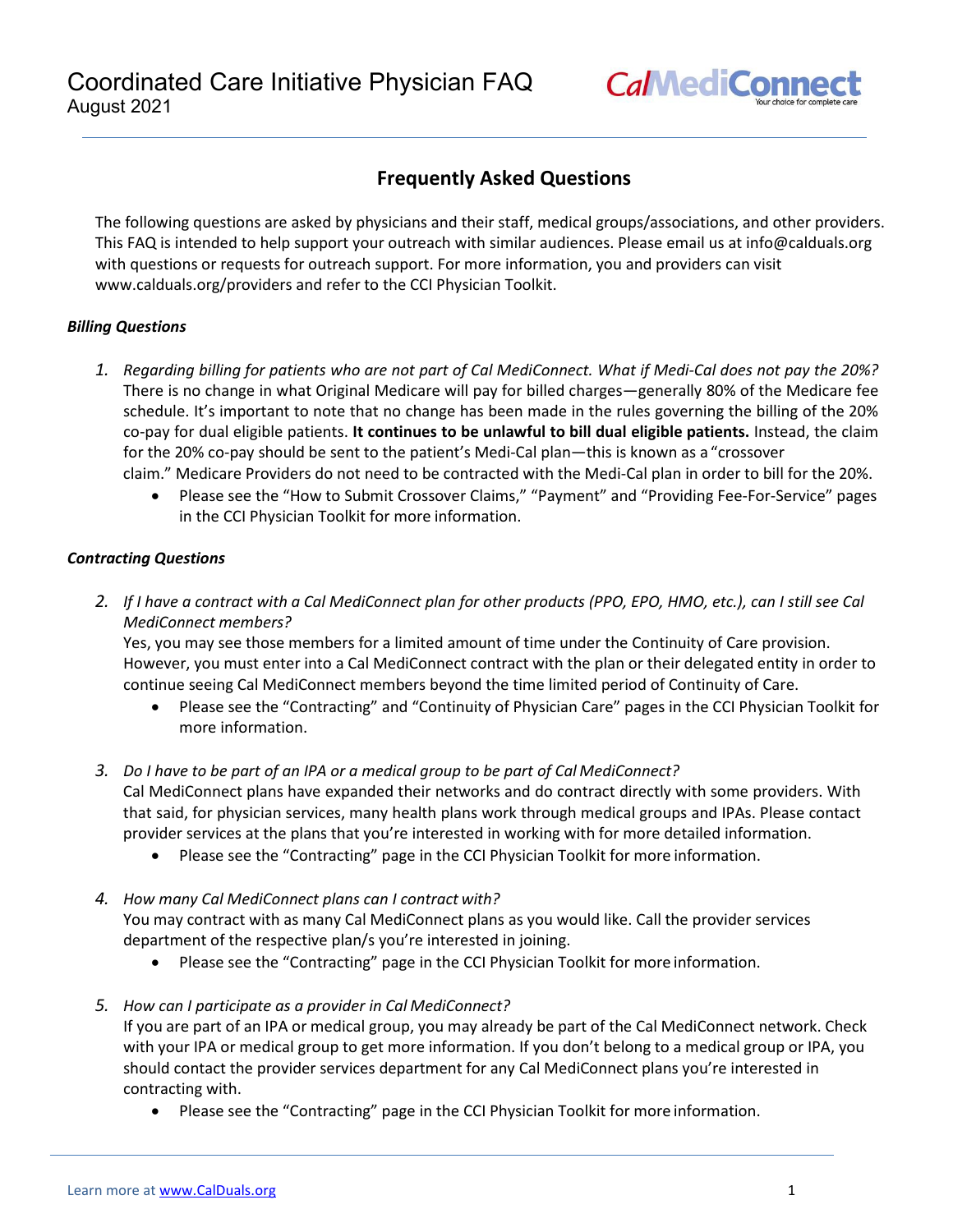# Coordinated Care Initiative Physician FAQ

August 2021

CalMediConnect
Your choice for complete care

## Frequently Asked Questions

The following questions are asked by physicians and their staff, medical groups/associations, and other providers. This FAQ is intended to help support your outreach with similar audiences. Please email us at info@calduals.org with questions or requests for outreach support. For more information, you and providers can visit www.calduals.org/providers and refer to the CCI Physician Toolkit.

### *Billing Questions*

1. *Regarding billing for patients who are not part of Cal MediConnect. What if Medi-Cal does not pay the 20%?*
   There is no change in what Original Medicare will pay for billed charges—generally 80% of the Medicare fee schedule. It's important to note that no change has been made in the rules governing the billing of the 20% co-pay for dual eligible patients. **It continues to be unlawful to bill dual eligible patients.** Instead, the claim for the 20% co-pay should be sent to the patient's Medi-Cal plan—this is known as a "crossover claim." Medicare Providers do not need to be contracted with the Medi-Cal plan in order to bill for the 20%.
   - Please see the "How to Submit Crossover Claims," "Payment" and "Providing Fee-For-Service" pages in the CCI Physician Toolkit for more information.

### *Contracting Questions*

2. *If I have a contract with a Cal MediConnect plan for other products (PPO, EPO, HMO, etc.), can I still see Cal MediConnect members?*
   Yes, you may see those members for a limited amount of time under the Continuity of Care provision. However, you must enter into a Cal MediConnect contract with the plan or their delegated entity in order to continue seeing Cal MediConnect members beyond the time limited period of Continuity of Care.
   - Please see the "Contracting" and "Continuity of Physician Care" pages in the CCI Physician Toolkit for more information.

3. *Do I have to be part of an IPA or a medical group to be part of Cal MediConnect?*
   Cal MediConnect plans have expanded their networks and do contract directly with some providers. With that said, for physician services, many health plans work through medical groups and IPAs. Please contact provider services at the plans that you're interested in working with for more detailed information.
   - Please see the "Contracting" page in the CCI Physician Toolkit for more information.

4. *How many Cal MediConnect plans can I contract with?*
   You may contract with as many Cal MediConnect plans as you would like. Call the provider services department of the respective plan/s you're interested in joining.
   - Please see the "Contracting" page in the CCI Physician Toolkit for more information.

5. *How can I participate as a provider in Cal MediConnect?*
   If you are part of an IPA or medical group, you may already be part of the Cal MediConnect network. Check with your IPA or medical group to get more information. If you don't belong to a medical group or IPA, you should contact the provider services department for any Cal MediConnect plans you're interested in contracting with.
   - Please see the "Contracting" page in the CCI Physician Toolkit for more information.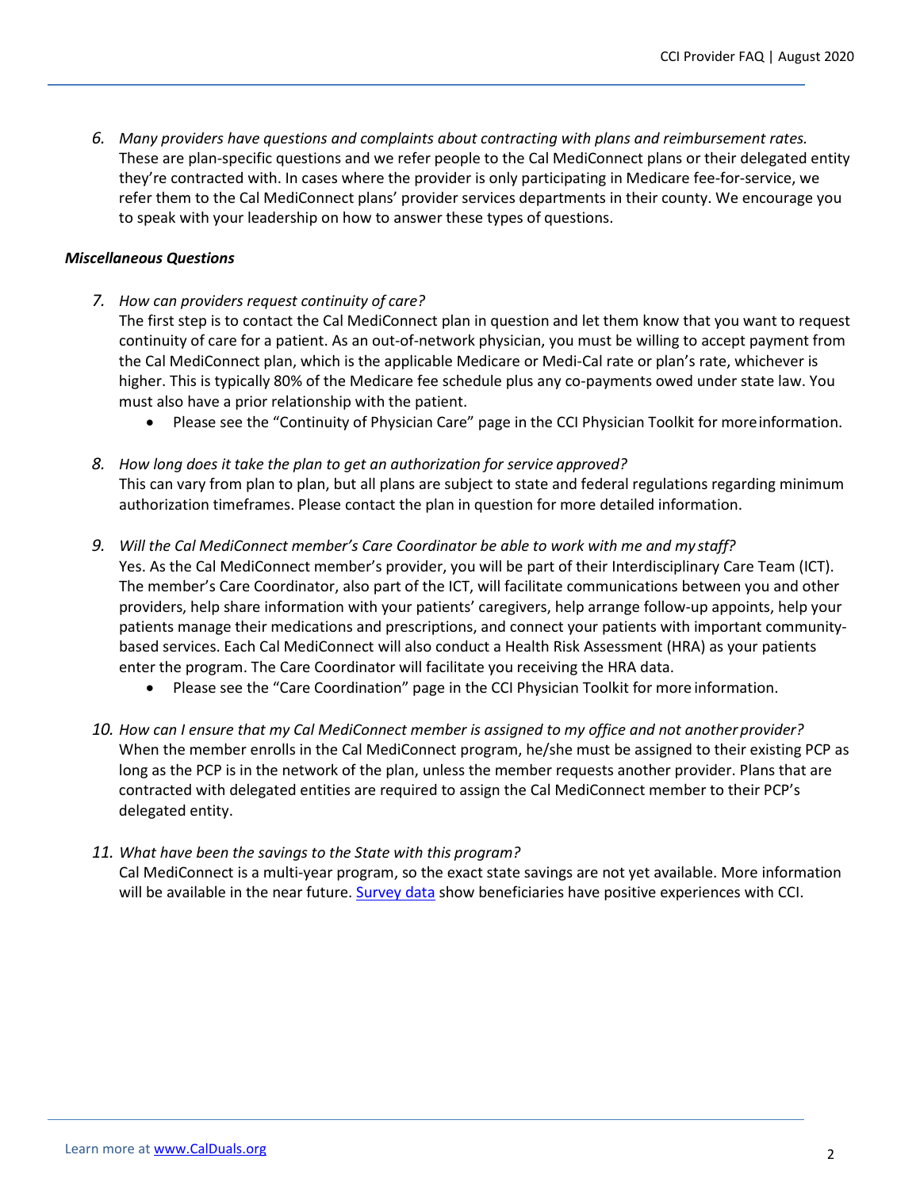6. *Many providers have questions and complaints about contracting with plans and reimbursement rates.* These are plan-specific questions and we refer people to the Cal MediConnect plans or their delegated entity they're contracted with. In cases where the provider is only participating in Medicare fee-for-service, we refer them to the Cal MediConnect plans' provider services departments in their county. We encourage you to speak with your leadership on how to answer these types of questions.

***Miscellaneous Questions***

7. *How can providers request continuity of care?*
   The first step is to contact the Cal MediConnect plan in question and let them know that you want to request continuity of care for a patient. As an out-of-network physician, you must be willing to accept payment from the Cal MediConnect plan, which is the applicable Medicare or Medi-Cal rate or plan's rate, whichever is higher. This is typically 80% of the Medicare fee schedule plus any co-payments owed under state law. You must also have a prior relationship with the patient.
   - Please see the "Continuity of Physician Care" page in the CCI Physician Toolkit for more information.

8. *How long does it take the plan to get an authorization for service approved?*
   This can vary from plan to plan, but all plans are subject to state and federal regulations regarding minimum authorization timeframes. Please contact the plan in question for more detailed information.

9. *Will the Cal MediConnect member's Care Coordinator be able to work with me and my staff?*
   Yes. As the Cal MediConnect member's provider, you will be part of their Interdisciplinary Care Team (ICT). The member's Care Coordinator, also part of the ICT, will facilitate communications between you and other providers, help share information with your patients' caregivers, help arrange follow-up appoints, help your patients manage their medications and prescriptions, and connect your patients with important community-based services. Each Cal MediConnect will also conduct a Health Risk Assessment (HRA) as your patients enter the program. The Care Coordinator will facilitate you receiving the HRA data.
   - Please see the "Care Coordination" page in the CCI Physician Toolkit for more information.

10. *How can I ensure that my Cal MediConnect member is assigned to my office and not another provider?*
    When the member enrolls in the Cal MediConnect program, he/she must be assigned to their existing PCP as long as the PCP is in the network of the plan, unless the member requests another provider. Plans that are contracted with delegated entities are required to assign the Cal MediConnect member to their PCP's delegated entity.

11. *What have been the savings to the State with this program?*
    Cal MediConnect is a multi-year program, so the exact state savings are not yet available. More information will be available in the near future. Survey data show beneficiaries have positive experiences with CCI.

Learn more at www.CalDuals.org